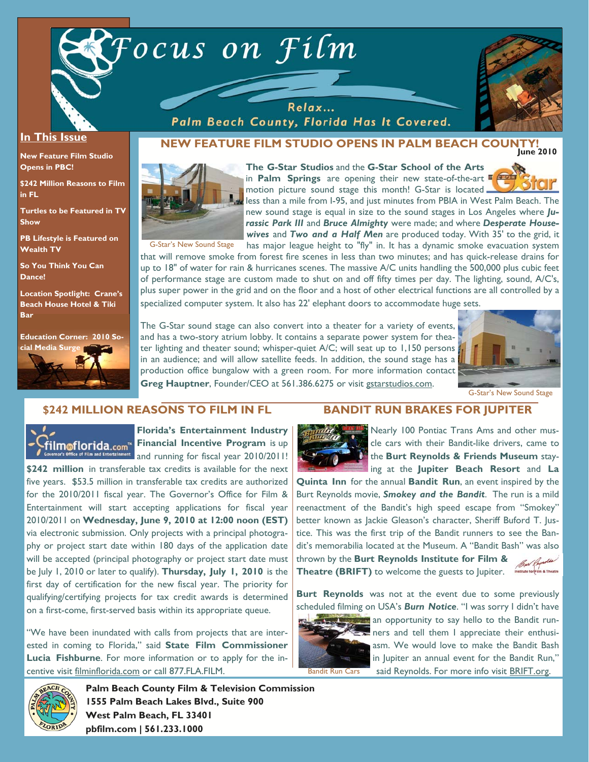# Focus on Film

Relax... Palm Beach County, Florida Has It Covered.

June 2010

## In This Issue

- New Feature Film Studio Opens in PBC!
- $242 Million Reasons to Film in FL
- Turtles to be Featured in TV Show
- PB Lifestyle is Featured on Wealth TV
- So You Think You Can Dance!
- Location Spotlight: Crane's Beach House Hotel & Tiki Bar
- Education Corner: 2010 Social Media Surge

## NEW FEATURE FILM STUDIO OPENS IN PALM BEACH COUNTY!

**The G-Star Studios** and the **G-Star School of the Arts** in **Palm Springs** are opening their new state-of-the-art motion picture sound stage this month! G-Star is located less than a mile from I-95, and just minutes from PBIA in West Palm Beach. The new sound stage is equal in size to the sound stages in Los Angeles where ***Jurassic Park III*** and ***Bruce Almighty*** were made; and where ***Desperate Housewives*** and ***Two and a Half Men*** are produced today. With 35' to the grid, it has major league height to "fly" in. It has a dynamic smoke evacuation system that will remove smoke from forest fire scenes in less than two minutes; and has quick-release drains for up to 18" of water for rain & hurricanes scenes. The massive A/C units handling the 500,000 plus cubic feet of performance stage are custom made to shut on and off fifty times per day. The lighting, sound, A/C's, plus super power in the grid and on the floor and a host of other electrical functions are all controlled by a specialized computer system. It also has 22' elephant doors to accommodate huge sets.

G-Star's New Sound Stage

The G-Star sound stage can also convert into a theater for a variety of events, and has a two-story atrium lobby. It contains a separate power system for theater lighting and theater sound; whisper-quiet A/C; will seat up to 1,150 persons in an audience; and will allow satellite feeds. In addition, the sound stage has a production office bungalow with a green room. For more information contact **Greg Hauptner**, Founder/CEO at 561.386.6275 or visit gstarstudios.com.

G-Star's New Sound Stage

## $242 MILLION REASONS TO FILM IN FL

**Florida's Entertainment Industry Financial Incentive Program** is up and running for fiscal year 2010/2011! **$242 million** in transferable tax credits is available for the next five years. $53.5 million in transferable tax credits are authorized for the 2010/2011 fiscal year. The Governor's Office for Film & Entertainment will start accepting applications for fiscal year 2010/2011 on **Wednesday, June 9, 2010 at 12:00 noon (EST)** via electronic submission. Only projects with a principal photography or project start date within 180 days of the application date will be accepted (principal photography or project start date must be July 1, 2010 or later to qualify). **Thursday, July 1, 2010** is the first day of certification for the new fiscal year. The priority for qualifying/certifying projects for tax credit awards is determined on a first-come, first-served basis within its appropriate queue.

"We have been inundated with calls from projects that are interested in coming to Florida," said **State Film Commissioner Lucia Fishburne**. For more information or to apply for the incentive visit filminflorida.com or call 877.FLA.FILM.

## BANDIT RUN BRAKES FOR JUPITER

Nearly 100 Pontiac Trans Ams and other muscle cars with their Bandit-like drivers, came to the **Burt Reynolds & Friends Museum** staying at the **Jupiter Beach Resort** and **La Quinta Inn** for the annual **Bandit Run**, an event inspired by the Burt Reynolds movie, ***Smokey and the Bandit***. The run is a mild reenactment of the Bandit's high speed escape from "Smokey" better known as Jackie Gleason's character, Sheriff Buford T. Justice. This was the first trip of the Bandit runners to see the Bandit's memorabilia located at the Museum. A "Bandit Bash" was also thrown by the **Burt Reynolds Institute for Film & Theatre (BRIFT)** to welcome the guests to Jupiter.

**Burt Reynolds** was not at the event due to some previously scheduled filming on USA's ***Burn Notice***. "I was sorry I didn't have an opportunity to say hello to the Bandit runners and tell them I appreciate their enthusiasm. We would love to make the Bandit Bash in Jupiter an annual event for the Bandit Run," said Reynolds. For more info visit BRIFT.org.

Bandit Run Cars

**Palm Beach County Film & Television Commission**
**1555 Palm Beach Lakes Blvd., Suite 900**
**West Palm Beach, FL 33401**
**pbfilm.com | 561.233.1000**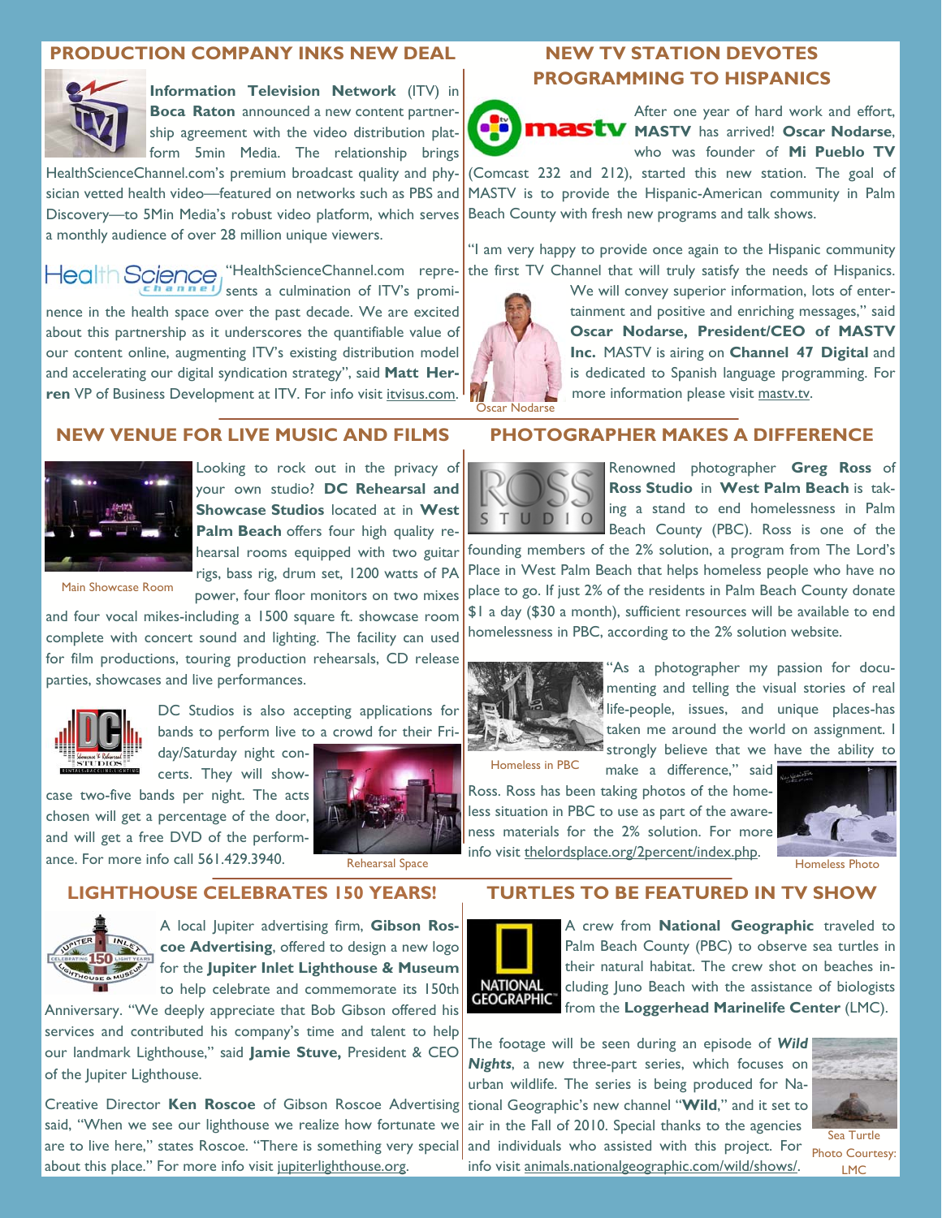## PRODUCTION COMPANY INKS NEW DEAL

**Information Television Network** (ITV) in **Boca Raton** announced a new content partnership agreement with the video distribution platform 5min Media. The relationship brings HealthScienceChannel.com's premium broadcast quality and physician vetted health video—featured on networks such as PBS and Discovery—to 5Min Media's robust video platform, which serves a monthly audience of over 28 million unique viewers.

"HealthScienceChannel.com represents a culmination of ITV's prominence in the health space over the past decade. We are excited about this partnership as it underscores the quantifiable value of our content online, augmenting ITV's existing distribution model and accelerating our digital syndication strategy", said **Matt Herren** VP of Business Development at ITV. For info visit itvisus.com.

## NEW TV STATION DEVOTES PROGRAMMING TO HISPANICS

After one year of hard work and effort, **MASTV** has arrived! **Oscar Nodarse**, who was founder of **Mi Pueblo TV** (Comcast 232 and 212), started this new station. The goal of MASTV is to provide the Hispanic-American community in Palm Beach County with fresh new programs and talk shows.

"I am very happy to provide once again to the Hispanic community the first TV Channel that will truly satisfy the needs of Hispanics. We will convey superior information, lots of entertainment and positive and enriching messages," said **Oscar Nodarse, President/CEO of MASTV Inc.** MASTV is airing on **Channel 47 Digital** and is dedicated to Spanish language programming. For more information please visit mastv.tv.

Oscar Nodarse

## NEW VENUE FOR LIVE MUSIC AND FILMS

Looking to rock out in the privacy of your own studio? **DC Rehearsal and Showcase Studios** located at in **West Palm Beach** offers four high quality rehearsal rooms equipped with two guitar rigs, bass rig, drum set, 1200 watts of PA power, four floor monitors on two mixes and four vocal mikes-including a 1500 square ft. showcase room complete with concert sound and lighting. The facility can used for film productions, touring production rehearsals, CD release parties, showcases and live performances.

Main Showcase Room

DC Studios is also accepting applications for bands to perform live to a crowd for their Friday/Saturday night concerts. They will showcase two-five bands per night. The acts chosen will get a percentage of the door, and will get a free DVD of the performance. For more info call 561.429.3940.

Rehearsal Space

## PHOTOGRAPHER MAKES A DIFFERENCE

Renowned photographer **Greg Ross** of **Ross Studio** in **West Palm Beach** is taking a stand to end homelessness in Palm Beach County (PBC). Ross is one of the founding members of the 2% solution, a program from The Lord's Place in West Palm Beach that helps homeless people who have no place to go. If just 2% of the residents in Palm Beach County donate $1 a day ($30 a month), sufficient resources will be available to end homelessness in PBC, according to the 2% solution website.

"As a photographer my passion for documenting and telling the visual stories of real life-people, issues, and unique places-has taken me around the world on assignment. I strongly believe that we have the ability to make a difference," said Ross. Ross has been taking photos of the homeless situation in PBC to use as part of the awareness materials for the 2% solution. For more info visit thelordsplace.org/2percent/index.php.

Homeless in PBC

Homeless Photo

## LIGHTHOUSE CELEBRATES 150 YEARS!

A local Jupiter advertising firm, **Gibson Roscoe Advertising**, offered to design a new logo for the **Jupiter Inlet Lighthouse & Museum** to help celebrate and commemorate its 150th Anniversary. "We deeply appreciate that Bob Gibson offered his services and contributed his company's time and talent to help our landmark Lighthouse," said **Jamie Stuve,** President & CEO of the Jupiter Lighthouse.

Creative Director **Ken Roscoe** of Gibson Roscoe Advertising said, "When we see our lighthouse we realize how fortunate we are to live here," states Roscoe. "There is something very special about this place." For more info visit jupiterlighthouse.org.

## TURTLES TO BE FEATURED IN TV SHOW

A crew from **National Geographic** traveled to Palm Beach County (PBC) to observe sea turtles in their natural habitat. The crew shot on beaches including Juno Beach with the assistance of biologists from the **Loggerhead Marinelife Center** (LMC).

The footage will be seen during an episode of ***Wild Nights***, a new three-part series, which focuses on urban wildlife. The series is being produced for National Geographic's new channel "**Wild**," and it set to air in the Fall of 2010. Special thanks to the agencies and individuals who assisted with this project. For info visit animals.nationalgeographic.com/wild/shows/.

Sea Turtle Photo Courtesy: LMC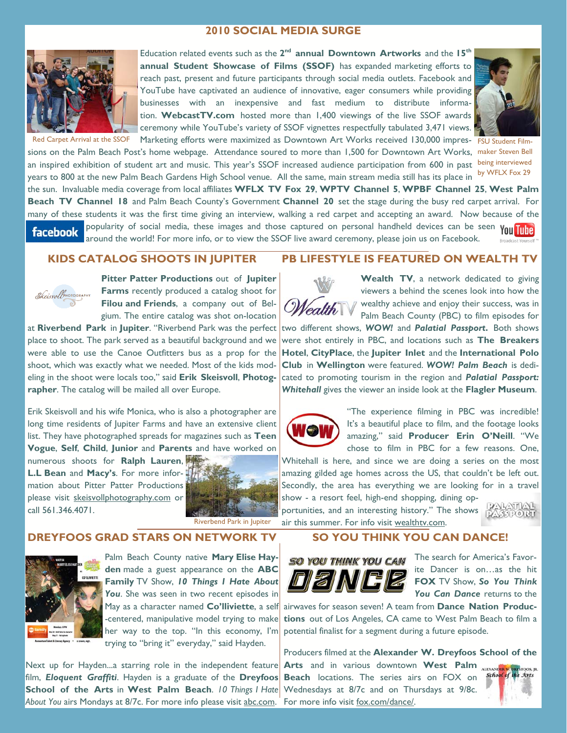## 2010 SOCIAL MEDIA SURGE

Red Carpet Arrival at the SSOF

Education related events such as the 2[nd] **annual Downtown Artworks** and the 15[th] **annual Student Showcase of Films (SSOF)** has expanded marketing efforts to reach past, present and future participants through social media outlets. Facebook and YouTube have captivated an audience of innovative, eager consumers while providing businesses with an inexpensive and fast medium to distribute information. **WebcastTV.com** hosted more than 1,400 viewings of the live SSOF awards ceremony while YouTube's variety of SSOF vignettes respectfully tabulated 3,471 views. Marketing efforts were maximized as Downtown Art Works received 130,000 impressions on the Palm Beach Post's home webpage. Attendance soured to more than 1,500 for Downtown Art Works, an inspired exhibition of student art and music. This year's SSOF increased audience participation from 600 in past years to 800 at the new Palm Beach Gardens High School venue. All the same, main stream media still has its place in the sun. Invaluable media coverage from local affiliates **WFLX TV Fox 29**, **WPTV Channel 5**, **WPBF Channel 25**, **West Palm Beach TV Channel 18** and Palm Beach County's Government **Channel 20** set the stage during the busy red carpet arrival. For many of these students it was the first time giving an interview, walking a red carpet and accepting an award. Now because of the popularity of social media, these images and those captured on personal handheld devices can be seen around the world! For more info, or to view the SSOF live award ceremony, please join us on Facebook.

FSU Student Filmmaker Steven Bell being interviewed by WFLX Fox 29

## KIDS CATALOG SHOOTS IN JUPITER

**Pitter Patter Productions** out of **Jupiter Farms** recently produced a catalog shoot for **Filou and Friends**, a company out of Belgium. The entire catalog was shot on-location at **Riverbend Park** in **Jupiter**. "Riverbend Park was the perfect place to shoot. The park served as a beautiful background and we were able to use the Canoe Outfitters bus as a prop for the shoot, which was exactly what we needed. Most of the kids modeling in the shoot were locals too," said **Erik Skeisvoll**, **Photographer**. The catalog will be mailed all over Europe.

Erik Skeisvoll and his wife Monica, who is also a photographer are long time residents of Jupiter Farms and have an extensive client list. They have photographed spreads for magazines such as **Teen Vogue**, **Self**, **Child**, **Junior** and **Parents** and have worked on numerous shoots for **Ralph Lauren**, **L.L Bean** and **Macy's**. For more information about Pitter Patter Productions please visit skeisvollphotography.com or call 561.346.4071.

Riverbend Park in Jupiter

## PB LIFESTYLE IS FEATURED ON WEALTH TV

**Wealth TV**, a network dedicated to giving viewers a behind the scenes look into how the wealthy achieve and enjoy their success, was in Palm Beach County (PBC) to film episodes for two different shows, ***WOW!*** and ***Palatial Passport***. Both shows were shot entirely in PBC, and locations such as **The Breakers Hotel**, **CityPlace**, the **Jupiter Inlet** and the **International Polo Club** in **Wellington** were featured. ***WOW! Palm Beach*** is dedicated to promoting tourism in the region and ***Palatial Passport: Whitehall*** gives the viewer an inside look at the **Flagler Museum**.

"The experience filming in PBC was incredible! It's a beautiful place to film, and the footage looks amazing," said **Producer Erin O'Neill**. "We chose to film in PBC for a few reasons. One, Whitehall is here, and since we are doing a series on the most amazing gilded age homes across the US, that couldn't be left out. Secondly, the area has everything we are looking for in a travel show - a resort feel, high-end shopping, dining opportunities, and an interesting history." The shows air this summer. For info visit wealthtv.com.

## DREYFOOS GRAD STARS ON NETWORK TV

Palm Beach County native **Mary Elise Hayden** made a guest appearance on the **ABC Family** TV Show, ***10 Things I Hate About You***. She was seen in two recent episodes in May as a character named **Co'lliviette**, a self-centered, manipulative model trying to make her way to the top. "In this economy, I'm trying to "bring it" everyday," said Hayden.

Next up for Hayden...a starring role in the independent feature film, ***Eloquent Graffiti***. Hayden is a graduate of the **Dreyfoos School of the Arts** in **West Palm Beach**. *10 Things I Hate About You* airs Mondays at 8/7c. For more info please visit abc.com.

## SO YOU THINK YOU CAN DANCE!

The search for America's Favorite Dancer is on…as the hit **FOX** TV Show, ***So You Think You Can Dance*** returns to the airwaves for season seven! A team from **Dance Nation Productions** out of Los Angeles, CA came to West Palm Beach to film a potential finalist for a segment during a future episode.

Producers filmed at the **Alexander W. Dreyfoos School of the Arts** and in various downtown **West Palm Beach** locations. The series airs on FOX on Wednesdays at 8/7c and on Thursdays at 9/8c. For more info visit fox.com/dance/.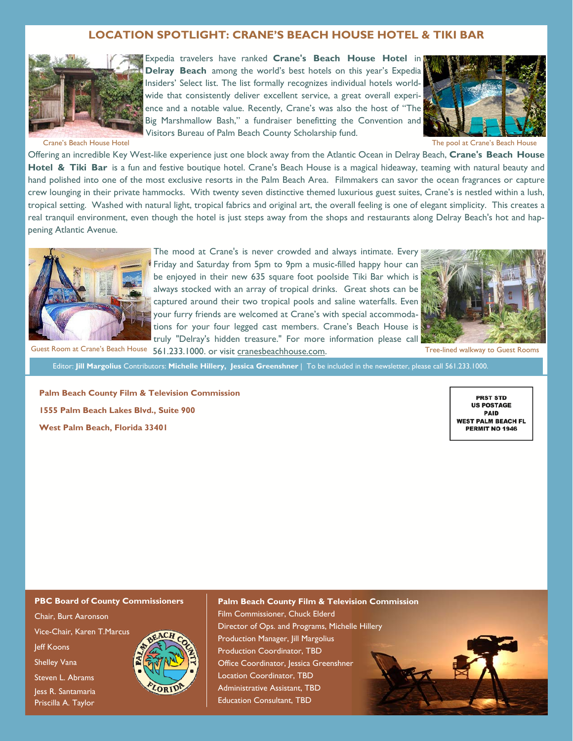## LOCATION SPOTLIGHT: CRANE'S BEACH HOUSE HOTEL & TIKI BAR

Expedia travelers have ranked **Crane's Beach House Hotel** in **Delray Beach** among the world's best hotels on this year's Expedia Insiders' Select list. The list formally recognizes individual hotels world-wide that consistently deliver excellent service, a great overall experience and a notable value. Recently, Crane's was also the host of "The Big Marshmallow Bash," a fundraiser benefitting the Convention and Visitors Bureau of Palm Beach County Scholarship fund.

Crane's Beach House Hotel

The pool at Crane's Beach House

Offering an incredible Key West-like experience just one block away from the Atlantic Ocean in Delray Beach, **Crane's Beach House Hotel & Tiki Bar** is a fun and festive boutique hotel. Crane's Beach House is a magical hideaway, teaming with natural beauty and hand polished into one of the most exclusive resorts in the Palm Beach Area. Filmmakers can savor the ocean fragrances or capture crew lounging in their private hammocks. With twenty seven distinctive themed luxurious guest suites, Crane's is nestled within a lush, tropical setting. Washed with natural light, tropical fabrics and original art, the overall feeling is one of elegant simplicity. This creates a real tranquil environment, even though the hotel is just steps away from the shops and restaurants along Delray Beach's hot and happening Atlantic Avenue.

The mood at Crane's is never crowded and always intimate. Every Friday and Saturday from 5pm to 9pm a music-filled happy hour can be enjoyed in their new 635 square foot poolside Tiki Bar which is always stocked with an array of tropical drinks. Great shots can be captured around their two tropical pools and saline waterfalls. Even your furry friends are welcomed at Crane's with special accommodations for your four legged cast members. Crane's Beach House is truly "Delray's hidden treasure." For more information please call 561.233.1000. or visit cranesbeachhouse.com.

Guest Room at Crane's Beach House

Tree-lined walkway to Guest Rooms

Editor: **Jill Margolius** Contributors: **Michelle Hillery, Jessica Greenshner** | To be included in the newsletter, please call 561.233.1000.

**Palm Beach County Film & Television Commission**

**1555 Palm Beach Lakes Blvd., Suite 900**

**West Palm Beach, Florida 33401**

PRST STD
US POSTAGE
PAID
WEST PALM BEACH FL
PERMIT NO 1946

**PBC Board of County Commissioners**

Chair, Burt Aaronson
Vice-Chair, Karen T.Marcus
Jeff Koons
Shelley Vana
Steven L. Abrams
Jess R. Santamaria
Priscilla A. Taylor

**Palm Beach County Film & Television Commission**

Film Commissioner, Chuck Elderd
Director of Ops. and Programs, Michelle Hillery
Production Manager, Jill Margolius
Production Coordinator, TBD
Office Coordinator, Jessica Greenshner
Location Coordinator, TBD
Administrative Assistant, TBD
Education Consultant, TBD